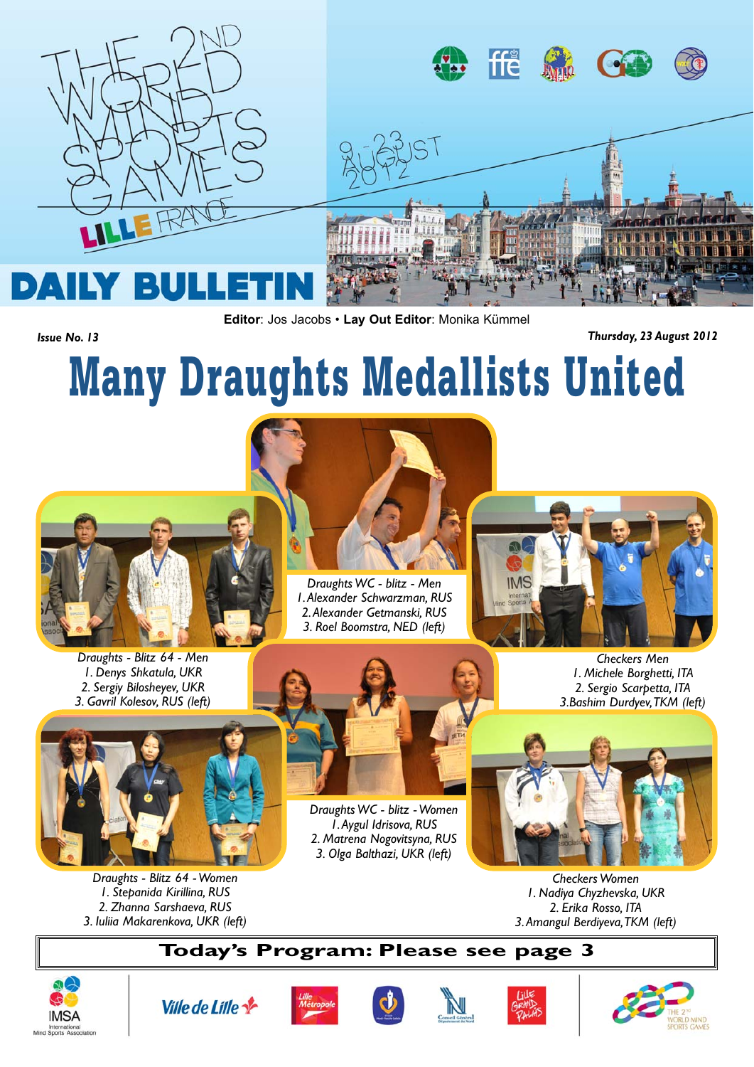# The 2nd World Mind Sports Games

Lille France

9 - 23 August 2012

## DAILY BULLETIN

**Editor**: Jos Jacobs • **Lay Out Editor**: Monika Kümmel

*Issue No. 13*

*Thursday, 23 August 2012*

# Many Draughts Medallists United

*Draughts WC - blitz - Men*
*1. Alexander Schwarzman, RUS*
*2. Alexander Getmanski, RUS*
*3. Roel Boomstra, NED (left)*

*Draughts - Blitz 64 - Men*
*1. Denys Shkatula, UKR*
*2. Sergiy Bilosheyev, UKR*
*3. Gavril Kolesov, RUS (left)*

*Checkers Men*
*1. Michele Borghetti, ITA*
*2. Sergio Scarpetta, ITA*
*3. Bashim Durdyev, TKM (left)*

*Draughts WC - blitz - Women*
*1. Aygul Idrisova, RUS*
*2. Matrena Nogovitsyna, RUS*
*3. Olga Balthazi, UKR (left)*

*Draughts - Blitz 64 - Women*
*1. Stepanida Kirillina, RUS*
*2. Zhanna Sarshaeva, RUS*
*3. Iuliia Makarenkova, UKR (left)*

*Checkers Women*
*1. Nadiya Chyzhevska, UKR*
*2. Erika Rosso, ITA*
*3. Amangul Berdiyeva, TKM (left)*

**Today's Program: Please see page 3**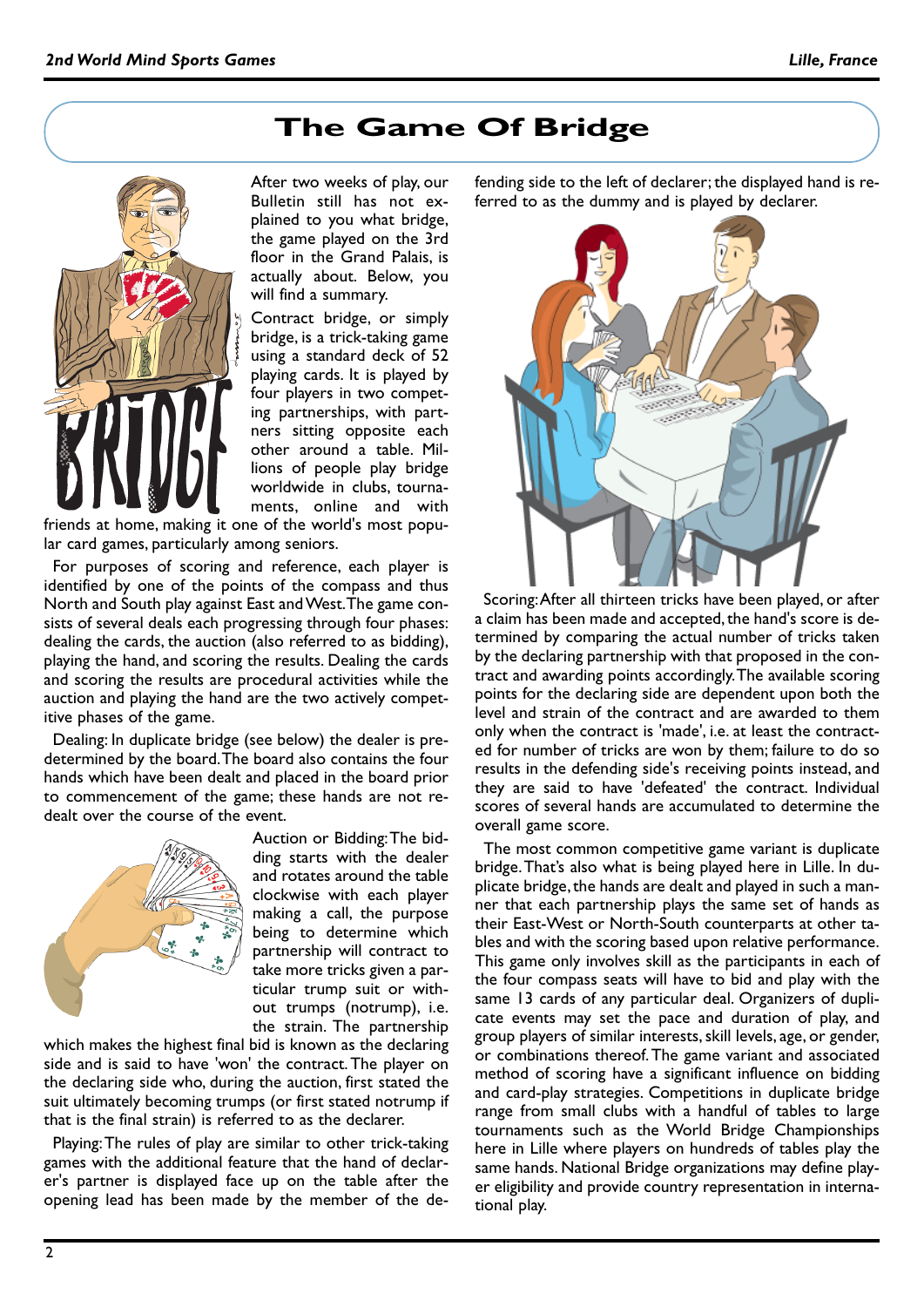# The Game Of Bridge

After two weeks of play, our Bulletin still has not explained to you what bridge, the game played on the 3rd floor in the Grand Palais, is actually about. Below, you will find a summary.

Contract bridge, or simply bridge, is a trick-taking game using a standard deck of 52 playing cards. It is played by four players in two competing partnerships, with partners sitting opposite each other around a table. Millions of people play bridge worldwide in clubs, tournaments, online and with friends at home, making it one of the world's most popular card games, particularly among seniors.

For purposes of scoring and reference, each player is identified by one of the points of the compass and thus North and South play against East and West. The game consists of several deals each progressing through four phases: dealing the cards, the auction (also referred to as bidding), playing the hand, and scoring the results. Dealing the cards and scoring the results are procedural activities while the auction and playing the hand are the two actively competitive phases of the game.

Dealing: In duplicate bridge (see below) the dealer is predetermined by the board. The board also contains the four hands which have been dealt and placed in the board prior to commencement of the game; these hands are not redealt over the course of the event.

Auction or Bidding: The bidding starts with the dealer and rotates around the table clockwise with each player making a call, the purpose being to determine which partnership will contract to take more tricks given a particular trump suit or without trumps (notrump), i.e. the strain. The partnership which makes the highest final bid is known as the declaring side and is said to have 'won' the contract. The player on the declaring side who, during the auction, first stated the suit ultimately becoming trumps (or first stated notrump if that is the final strain) is referred to as the declarer.

Playing: The rules of play are similar to other trick-taking games with the additional feature that the hand of declarer's partner is displayed face up on the table after the opening lead has been made by the member of the defending side to the left of declarer; the displayed hand is referred to as the dummy and is played by declarer.

Scoring: After all thirteen tricks have been played, or after a claim has been made and accepted, the hand's score is determined by comparing the actual number of tricks taken by the declaring partnership with that proposed in the contract and awarding points accordingly. The available scoring points for the declaring side are dependent upon both the level and strain of the contract and are awarded to them only when the contract is 'made', i.e. at least the contracted for number of tricks are won by them; failure to do so results in the defending side's receiving points instead, and they are said to have 'defeated' the contract. Individual scores of several hands are accumulated to determine the overall game score.

The most common competitive game variant is duplicate bridge. That's also what is being played here in Lille. In duplicate bridge, the hands are dealt and played in such a manner that each partnership plays the same set of hands as their East-West or North-South counterparts at other tables and with the scoring based upon relative performance. This game only involves skill as the participants in each of the four compass seats will have to bid and play with the same 13 cards of any particular deal. Organizers of duplicate events may set the pace and duration of play, and group players of similar interests, skill levels, age, or gender, or combinations thereof. The game variant and associated method of scoring have a significant influence on bidding and card-play strategies. Competitions in duplicate bridge range from small clubs with a handful of tables to large tournaments such as the World Bridge Championships here in Lille where players on hundreds of tables play the same hands. National Bridge organizations may define player eligibility and provide country representation in international play.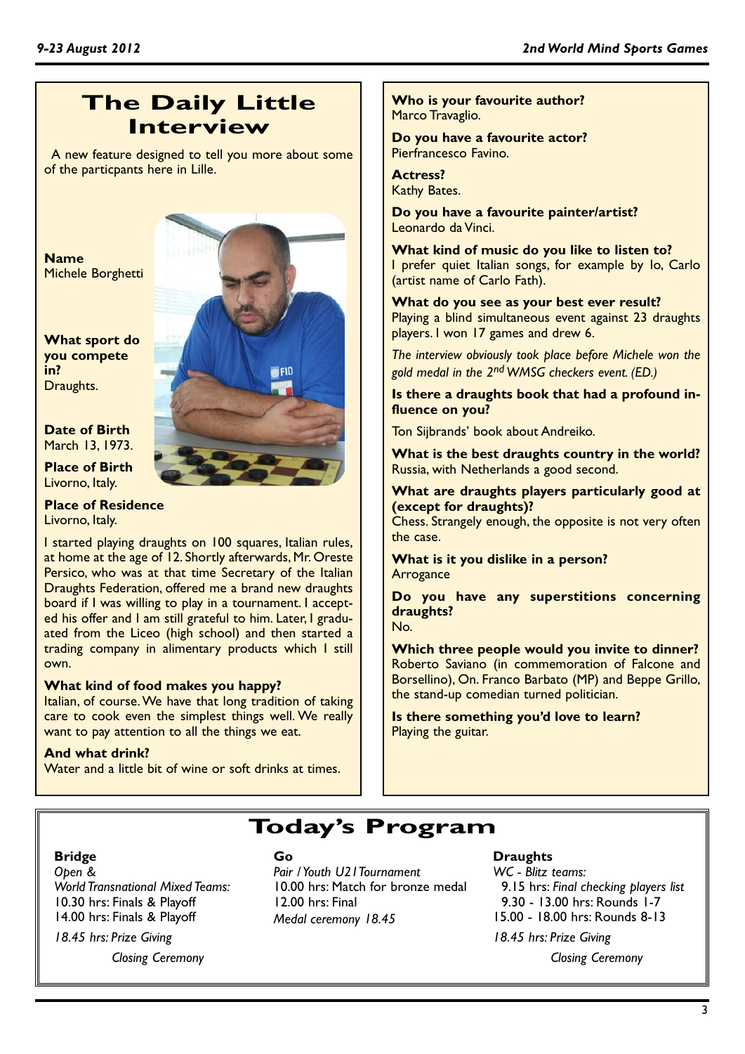# The Daily Little Interview

A new feature designed to tell you more about some of the particpants here in Lille.

**Name**
Michele Borghetti

**What sport do you compete in?**
Draughts.

**Date of Birth**
March 13, 1973.

**Place of Birth**
Livorno, Italy.

**Place of Residence**
Livorno, Italy.

I started playing draughts on 100 squares, Italian rules, at home at the age of 12. Shortly afterwards, Mr. Oreste Persico, who was at that time Secretary of the Italian Draughts Federation, offered me a brand new draughts board if I was willing to play in a tournament. I accepted his offer and I am still grateful to him. Later, I graduated from the Liceo (high school) and then started a trading company in alimentary products which I still own.

**What kind of food makes you happy?**
Italian, of course. We have that long tradition of taking care to cook even the simplest things well. We really want to pay attention to all the things we eat.

**And what drink?**
Water and a little bit of wine or soft drinks at times.

**Who is your favourite author?**
Marco Travaglio.

**Do you have a favourite actor?**
Pierfrancesco Favino.

**Actress?**
Kathy Bates.

**Do you have a favourite painter/artist?**
Leonardo da Vinci.

**What kind of music do you like to listen to?**
I prefer quiet Italian songs, for example by Io, Carlo (artist name of Carlo Fath).

**What do you see as your best ever result?**
Playing a blind simultaneous event against 23 draughts players. I won 17 games and drew 6.

*The interview obviously took place before Michele won the gold medal in the 2nd WMSG checkers event. (ED.)*

**Is there a draughts book that had a profound influence on you?**

Ton Sijbrands' book about Andreiko.

**What is the best draughts country in the world?**
Russia, with Netherlands a good second.

**What are draughts players particularly good at (except for draughts)?**
Chess. Strangely enough, the opposite is not very often the case.

**What is it you dislike in a person?**
Arrogance

**Do you have any superstitions concerning draughts?**
No.

**Which three people would you invite to dinner?**
Roberto Saviano (in commemoration of Falcone and Borsellino), On. Franco Barbato (MP) and Beppe Grillo, the stand-up comedian turned politician.

**Is there something you'd love to learn?**
Playing the guitar.

# Today's Program

**Bridge**
*Open &*
*World Transnational Mixed Teams:*
10.30 hrs: Finals & Playoff
14.00 hrs: Finals & Playoff

*18.45 hrs: Prize Giving*

*Closing Ceremony*

**Go**
*Pair / Youth U21 Tournament*
10.00 hrs: Match for bronze medal
12.00 hrs: Final
*Medal ceremony 18.45*

**Draughts**
*WC - Blitz teams:*
9.15 hrs: *Final checking players list*
9.30 - 13.00 hrs: Rounds 1-7
15.00 - 18.00 hrs: Rounds 8-13

*18.45 hrs: Prize Giving*

*Closing Ceremony*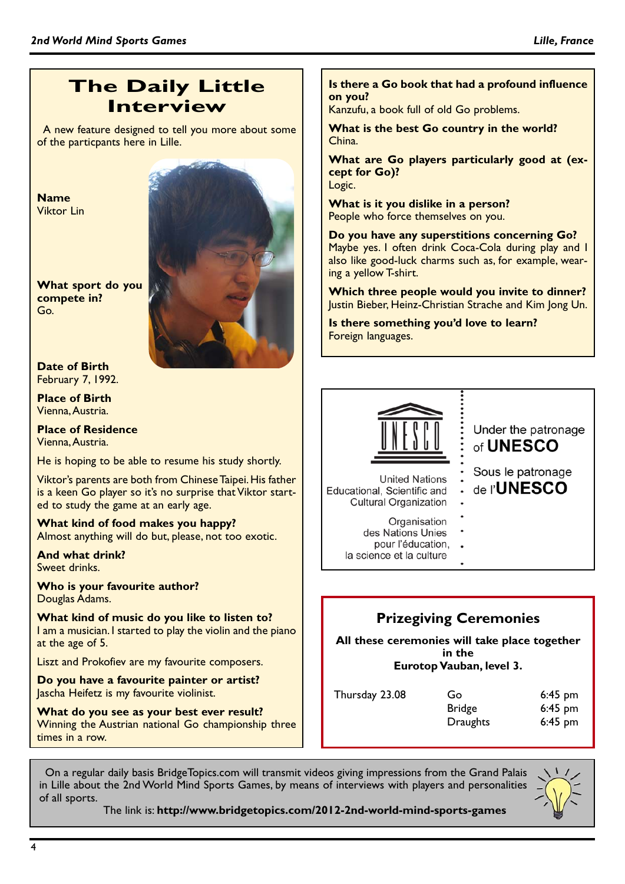# The Daily Little Interview

A new feature designed to tell you more about some of the particpants here in Lille.

**Name**
Viktor Lin

**What sport do you compete in?**
Go.

**Date of Birth**
February 7, 1992.

**Place of Birth**
Vienna, Austria.

**Place of Residence**
Vienna, Austria.

He is hoping to be able to resume his study shortly.

Viktor's parents are both from Chinese Taipei. His father is a keen Go player so it's no surprise that Viktor started to study the game at an early age.

**What kind of food makes you happy?**
Almost anything will do but, please, not too exotic.

**And what drink?**
Sweet drinks.

**Who is your favourite author?**
Douglas Adams.

**What kind of music do you like to listen to?**
I am a musician. I started to play the violin and the piano at the age of 5.

Liszt and Prokofiev are my favourite composers.

**Do you have a favourite painter or artist?**
Jascha Heifetz is my favourite violinist.

**What do you see as your best ever result?**
Winning the Austrian national Go championship three times in a row.

**Is there a Go book that had a profound influence on you?**
Kanzufu, a book full of old Go problems.

**What is the best Go country in the world?**
China.

**What are Go players particularly good at (except for Go)?**
Logic.

**What is it you dislike in a person?**
People who force themselves on you.

**Do you have any superstitions concerning Go?**
Maybe yes. I often drink Coca-Cola during play and I also like good-luck charms such as, for example, wearing a yellow T-shirt.

**Which three people would you invite to dinner?**
Justin Bieber, Heinz-Christian Strache and Kim Jong Un.

**Is there something you'd love to learn?**
Foreign languages.

UNESCO
United Nations Educational, Scientific and Cultural Organization
Organisation des Nations Unies pour l'éducation, la science et la culture

Under the patronage of **UNESCO**

Sous le patronage de l'**UNESCO**

## Prizegiving Ceremonies

**All these ceremonies will take place together in the Eurotop Vauban, level 3.**

| | | |
|---|---|---|
| Thursday 23.08 | Go | 6:45 pm |
| | Bridge | 6:45 pm |
| | Draughts | 6:45 pm |

On a regular daily basis BridgeTopics.com will transmit videos giving impressions from the Grand Palais in Lille about the 2nd World Mind Sports Games, by means of interviews with players and personalities of all sports.

The link is: **http://www.bridgetopics.com/2012-2nd-world-mind-sports-games**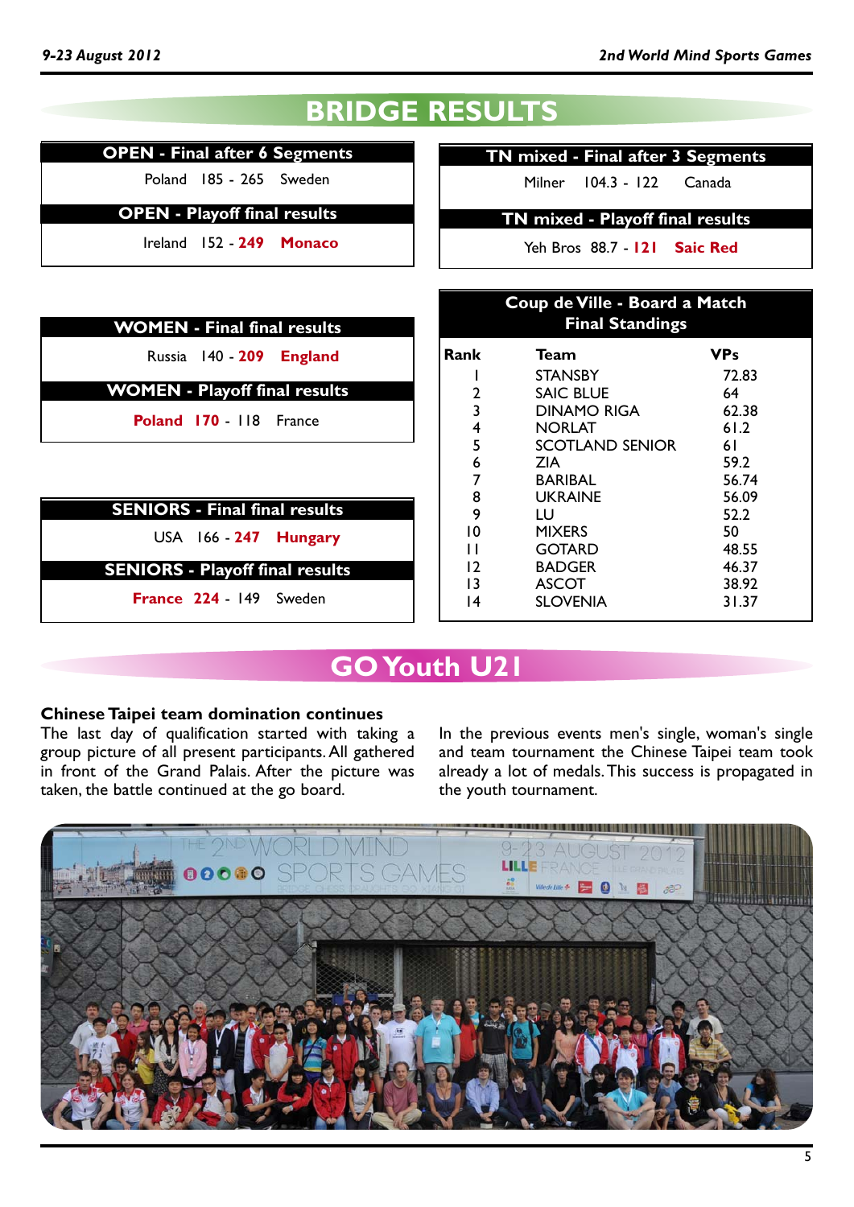# BRIDGE RESULTS

**OPEN - Final after 6 Segments**

Poland 185 - 265 Sweden

**OPEN - Playoff final results**

Ireland 152 - **249** **Monaco**

**TN mixed - Final after 3 Segments**

Milner 104.3 - 122 Canada

**TN mixed - Playoff final results**

Yeh Bros 88.7 - **121** **Saic Red**

**WOMEN - Final final results**

Russia 140 - **209** **England**

**WOMEN - Playoff final results**

**Poland** **170** - 118 France

**SENIORS - Final final results**

USA 166 - **247** **Hungary**

**SENIORS - Playoff final results**

**France** **224** - 149 Sweden

**Coup de Ville - Board a Match Final Standings**

| Rank | Team | VPs |
|---|---|---|
| 1 | STANSBY | 72.83 |
| 2 | SAIC BLUE | 64 |
| 3 | DINAMO RIGA | 62.38 |
| 4 | NORLAT | 61.2 |
| 5 | SCOTLAND SENIOR | 61 |
| 6 | ZIA | 59.2 |
| 7 | BARIBAL | 56.74 |
| 8 | UKRAINE | 56.09 |
| 9 | LU | 52.2 |
| 10 | MIXERS | 50 |
| 11 | GOTARD | 48.55 |
| 12 | BADGER | 46.37 |
| 13 | ASCOT | 38.92 |
| 14 | SLOVENIA | 31.37 |

# GO Youth U21

**Chinese Taipei team domination continues**

The last day of qualification started with taking a group picture of all present participants. All gathered in front of the Grand Palais. After the picture was taken, the battle continued at the go board.

In the previous events men's single, woman's single and team tournament the Chinese Taipei team took already a lot of medals. This success is propagated in the youth tournament.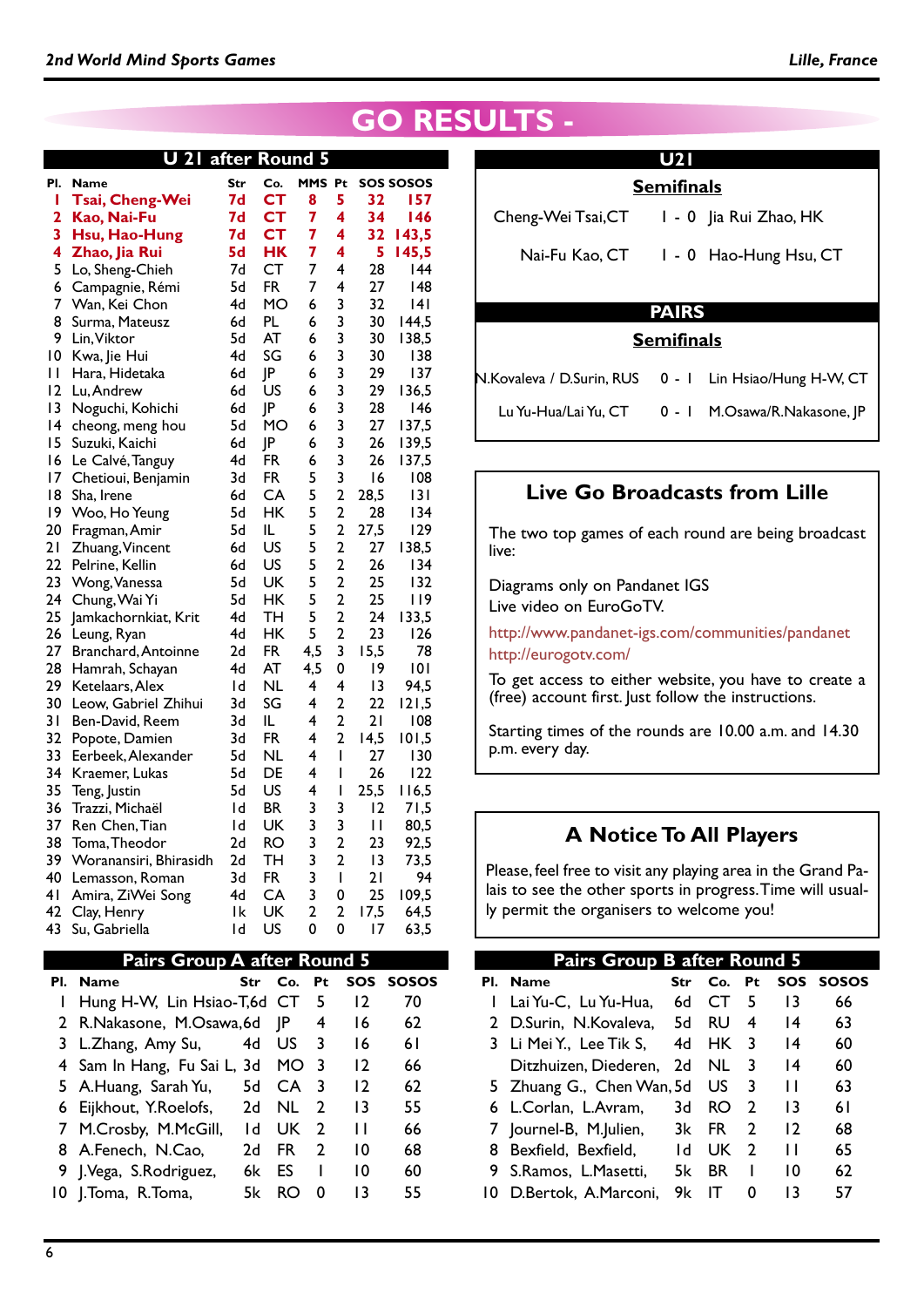# GO RESULTS -

## U 21 after Round 5

| Pl. | Name | Str | Co. | MMS | Pt | SOS | SOSOS |
|---|---|---|---|---|---|---|---|
| 1 | **Tsai, Cheng-Wei** | **7d** | **CT** | **8** | **5** | **32** | **157** |
| 2 | **Kao, Nai-Fu** | **7d** | **CT** | **7** | **4** | **34** | **146** |
| 3 | **Hsu, Hao-Hung** | **7d** | **CT** | **7** | **4** | **32** | **143,5** |
| 4 | **Zhao, Jia Rui** | **5d** | **HK** | **7** | **4** | **5** | **145,5** |
| 5 | Lo, Sheng-Chieh | 7d | CT | 7 | 4 | 28 | 144 |
| 6 | Campagnie, Rémi | 5d | FR | 7 | 4 | 27 | 148 |
| 7 | Wan, Kei Chon | 4d | MO | 6 | 3 | 32 | 141 |
| 8 | Surma, Mateusz | 6d | PL | 6 | 3 | 30 | 144,5 |
| 9 | Lin, Viktor | 5d | AT | 6 | 3 | 30 | 138,5 |
| 10 | Kwa, Jie Hui | 4d | SG | 6 | 3 | 30 | 138 |
| 11 | Hara, Hidetaka | 6d | JP | 6 | 3 | 29 | 137 |
| 12 | Lu, Andrew | 6d | US | 6 | 3 | 29 | 136,5 |
| 13 | Noguchi, Kohichi | 6d | JP | 6 | 3 | 28 | 146 |
| 14 | cheong, meng hou | 5d | MO | 6 | 3 | 27 | 137,5 |
| 15 | Suzuki, Kaichi | 6d | JP | 6 | 3 | 26 | 139,5 |
| 16 | Le Calvé, Tanguy | 4d | FR | 6 | 3 | 26 | 137,5 |
| 17 | Chetioui, Benjamin | 3d | FR | 5 | 3 | 16 | 108 |
| 18 | Sha, Irene | 6d | CA | 5 | 2 | 28,5 | 131 |
| 19 | Woo, Ho Yeung | 5d | HK | 5 | 2 | 28 | 134 |
| 20 | Fragman, Amir | 5d | IL | 5 | 2 | 27,5 | 129 |
| 21 | Zhuang, Vincent | 6d | US | 5 | 2 | 27 | 138,5 |
| 22 | Pelrine, Kellin | 6d | US | 5 | 2 | 26 | 134 |
| 23 | Wong, Vanessa | 5d | UK | 5 | 2 | 25 | 132 |
| 24 | Chung, Wai Yi | 5d | HK | 5 | 2 | 25 | 119 |
| 25 | Jamkachornkiat, Krit | 4d | TH | 5 | 2 | 24 | 133,5 |
| 26 | Leung, Ryan | 4d | HK | 5 | 2 | 23 | 126 |
| 27 | Branchard, Antoinne | 2d | FR | 4,5 | 3 | 15,5 | 78 |
| 28 | Hamrah, Schayan | 4d | AT | 4,5 | 0 | 19 | 101 |
| 29 | Ketelaars, Alex | 1d | NL | 4 | 4 | 13 | 94,5 |
| 30 | Leow, Gabriel Zhihui | 3d | SG | 4 | 2 | 22 | 121,5 |
| 31 | Ben-David, Reem | 3d | IL | 4 | 2 | 21 | 108 |
| 32 | Popote, Damien | 3d | FR | 4 | 2 | 14,5 | 101,5 |
| 33 | Eerbeek, Alexander | 5d | NL | 4 | 1 | 27 | 130 |
| 34 | Kraemer, Lukas | 5d | DE | 4 | 1 | 26 | 122 |
| 35 | Teng, Justin | 5d | US | 4 | 1 | 25,5 | 116,5 |
| 36 | Trazzi, Michaël | 1d | BR | 3 | 3 | 12 | 71,5 |
| 37 | Ren Chen, Tian | 1d | UK | 3 | 3 | 11 | 80,5 |
| 38 | Toma, Theodor | 2d | RO | 3 | 2 | 23 | 92,5 |
| 39 | Woranansiri, Bhirasidh | 2d | TH | 3 | 2 | 13 | 73,5 |
| 40 | Lemasson, Roman | 3d | FR | 3 | 1 | 21 | 94 |
| 41 | Amira, ZiWei Song | 4d | CA | 3 | 0 | 25 | 109,5 |
| 42 | Clay, Henry | 1k | UK | 2 | 2 | 17,5 | 64,5 |
| 43 | Su, Gabriella | 1d | US | 0 | 0 | 17 | 63,5 |

## U21

### Semifinals

| | | |
|---|---|---|
| Cheng-Wei Tsai, CT | 1 - 0 | Jia Rui Zhao, HK |
| Nai-Fu Kao, CT | 1 - 0 | Hao-Hung Hsu, CT |

## PAIRS

### Semifinals

| | | |
|---|---|---|
| N.Kovaleva / D.Surin, RUS | 0 - 1 | Lin Hsiao/Hung H-W, CT |
| Lu Yu-Hua/Lai Yu, CT | 0 - 1 | M.Osawa/R.Nakasone, JP |

## Live Go Broadcasts from Lille

The two top games of each round are being broadcast live:

Diagrams only on Pandanet IGS
Live video on EuroGoTV.

http://www.pandanet-igs.com/communities/pandanet
http://eurogotv.com/

To get access to either website, you have to create a (free) account first. Just follow the instructions.

Starting times of the rounds are 10.00 a.m. and 14.30 p.m. every day.

## A Notice To All Players

Please, feel free to visit any playing area in the Grand Palais to see the other sports in progress. Time will usually permit the organisers to welcome you!

## Pairs Group A after Round 5

| Pl. | Name | Str | Co. | Pt | SOS | SOSOS |
|---|---|---|---|---|---|---|
| 1 | Hung H-W, Lin Hsiao-T, | 6d | CT | 5 | 12 | 70 |
| 2 | R.Nakasone, M.Osawa, | 6d | JP | 4 | 16 | 62 |
| 3 | L.Zhang, Amy Su, | 4d | US | 3 | 16 | 61 |
| 4 | Sam In Hang, Fu Sai L, | 3d | MO | 3 | 12 | 66 |
| 5 | A.Huang, Sarah Yu, | 5d | CA | 3 | 12 | 62 |
| 6 | Eijkhout, Y.Roelofs, | 2d | NL | 2 | 13 | 55 |
| 7 | M.Crosby, M.McGill, | 1d | UK | 2 | 11 | 66 |
| 8 | A.Fenech, N.Cao, | 2d | FR | 2 | 10 | 68 |
| 9 | J.Vega, S.Rodriguez, | 6k | ES | 1 | 10 | 60 |
| 10 | J.Toma, R.Toma, | 5k | RO | 0 | 13 | 55 |

## Pairs Group B after Round 5

| Pl. | Name | Str | Co. | Pt | SOS | SOSOS |
|---|---|---|---|---|---|---|
| 1 | Lai Yu-C, Lu Yu-Hua, | 6d | CT | 5 | 13 | 66 |
| 2 | D.Surin, N.Kovaleva, | 5d | RU | 4 | 14 | 63 |
| 3 | Li Mei Y., Lee Tik S, | 4d | HK | 3 | 14 | 60 |
| | Ditzhuizen, Diederen, | 2d | NL | 3 | 14 | 60 |
| 5 | Zhuang G., Chen Wan, | 5d | US | 3 | 11 | 63 |
| 6 | L.Corlan, L.Avram, | 3d | RO | 2 | 13 | 61 |
| 7 | Journel-B, M.Julien, | 3k | FR | 2 | 12 | 68 |
| 8 | Bexfield, Bexfield, | 1d | UK | 2 | 11 | 65 |
| 9 | S.Ramos, L.Masetti, | 5k | BR | 1 | 10 | 62 |
| 10 | D.Bertok, A.Marconi, | 9k | IT | 0 | 13 | 57 |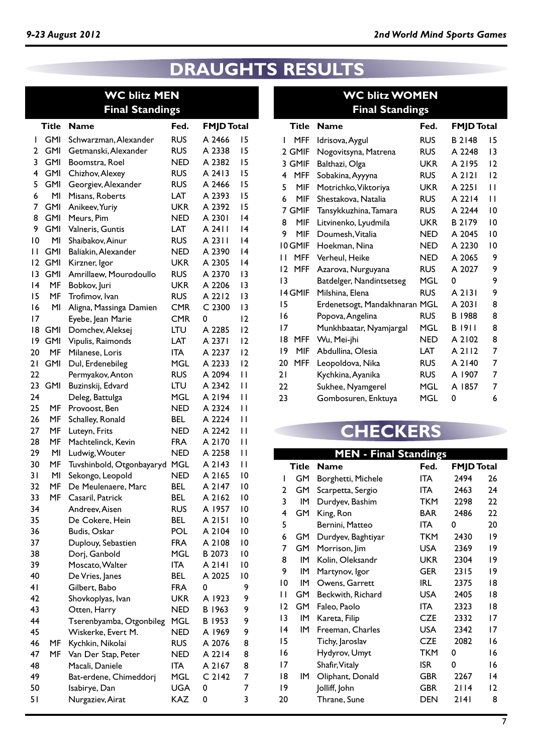# DRAUGHTS RESULTS

## WC blitz MEN
### Final Standings

| | Title | Name | Fed. | FMJD | Total |
|---|---|---|---|---|---|
| 1 | GMI | Schwarzman, Alexander | RUS | A 2466 | 15 |
| 2 | GMI | Getmanski, Alexander | RUS | A 2338 | 15 |
| 3 | GMI | Boomstra, Roel | NED | A 2382 | 15 |
| 4 | GMI | Chizhov, Alexey | RUS | A 2413 | 15 |
| 5 | GMI | Georgiev, Alexander | RUS | A 2466 | 15 |
| 6 | MI | Misans, Roberts | LAT | A 2393 | 15 |
| 7 | GMI | Anikeev, Yuriy | UKR | A 2392 | 15 |
| 8 | GMI | Meurs, Pim | NED | A 2301 | 14 |
| 9 | GMI | Valneris, Guntis | LAT | A 2411 | 14 |
| 10 | MI | Shaibakov, Ainur | RUS | A 2311 | 14 |
| 11 | GMI | Baliakin, Alexander | NED | A 2390 | 14 |
| 12 | GMI | Kirzner, Igor | UKR | A 2305 | 14 |
| 13 | GMI | Amrillaew, Mourodoullo | RUS | A 2370 | 13 |
| 14 | MF | Bobkov, Juri | UKR | A 2206 | 13 |
| 15 | MF | Trofimov, Ivan | RUS | A 2212 | 13 |
| 16 | MI | Aligna, Massinga Damien | CMR | C 2300 | 13 |
| 17 | | Eyebe, Jean Marie | CMR | 0 | 12 |
| 18 | GMI | Domchev, Aleksej | LTU | A 2285 | 12 |
| 19 | GMI | Vipulis, Raimonds | LAT | A 2371 | 12 |
| 20 | MF | Milanese, Loris | ITA | A 2237 | 12 |
| 21 | GMI | Dul, Erdenebileg | MGL | A 2233 | 12 |
| 22 | | Permyakov, Anton | RUS | A 2094 | 11 |
| 23 | GMI | Buzinskij, Edvard | LTU | A 2342 | 11 |
| 24 | | Deleg, Battulga | MGL | A 2194 | 11 |
| 25 | MF | Provoost, Ben | NED | A 2324 | 11 |
| 26 | MF | Schalley, Ronald | BEL | A 2224 | 11 |
| 27 | MF | Luteyn, Frits | NED | A 2242 | 11 |
| 28 | MF | Machtelinck, Kevin | FRA | A 2170 | 11 |
| 29 | MI | Ludwig, Wouter | NED | A 2258 | 11 |
| 30 | MF | Tuvshinbold, Otgonbayaryd | MGL | A 2143 | 11 |
| 31 | MI | Sekongo, Leopold | NED | A 2165 | 10 |
| 32 | MF | De Meulenaere, Marc | BEL | A 2147 | 10 |
| 33 | MF | Casaril, Patrick | BEL | A 2162 | 10 |
| 34 | | Andreev, Aisen | RUS | A 1957 | 10 |
| 35 | | De Cokere, Hein | BEL | A 2151 | 10 |
| 36 | | Budis, Oskar | POL | A 2104 | 10 |
| 37 | | Duplouy, Sebastien | FRA | A 2108 | 10 |
| 38 | | Dorj, Ganbold | MGL | B 2073 | 10 |
| 39 | | Moscato, Walter | ITA | A 2141 | 10 |
| 40 | | De Vries, Janes | BEL | A 2025 | 10 |
| 41 | | Gilbert, Babo | FRA | 0 | 9 |
| 42 | | Shovkoplyas, Ivan | UKR | A 1923 | 9 |
| 43 | | Otten, Harry | NED | B 1963 | 9 |
| 44 | | Tserenbyamba, Otgonbileg | MGL | B 1953 | 9 |
| 45 | | Wiskerke, Evert M. | NED | A 1969 | 9 |
| 46 | MF | Kychkin, Nikolai | RUS | A 2076 | 8 |
| 47 | MF | Van Der Stap, Peter | NED | A 2214 | 8 |
| 48 | | Macali, Daniele | ITA | A 2167 | 8 |
| 49 | | Bat-erdene, Chimeddorj | MGL | C 2142 | 7 |
| 50 | | Isabirye, Dan | UGA | 0 | 7 |
| 51 | | Nurgaziev, Airat | KAZ | 0 | 3 |

## WC blitz WOMEN
### Final Standings

| | Title | Name | Fed. | FMJD | Total |
|---|---|---|---|---|---|
| 1 | MFF | Idrisova, Aygul | RUS | B 2148 | 15 |
| 2 | GMIF | Nogovitsyna, Matrena | RUS | A 2248 | 13 |
| 3 | GMIF | Balthazi, Olga | UKR | A 2195 | 12 |
| 4 | MFF | Sobakina, Ayyyna | RUS | A 2121 | 12 |
| 5 | MIF | Motrichko, Viktoriya | UKR | A 2251 | 11 |
| 6 | MIF | Shestakova, Natalia | RUS | A 2214 | 11 |
| 7 | GMIF | Tansykkuzhina, Tamara | RUS | A 2244 | 10 |
| 8 | MIF | Litvinenko, Lyudmila | UKR | B 2179 | 10 |
| 9 | MIF | Doumesh, Vitalia | NED | A 2045 | 10 |
| 10 | GMIF | Hoekman, Nina | NED | A 2230 | 10 |
| 11 | MFF | Verheul, Heike | NED | A 2065 | 9 |
| 12 | MFF | Azarova, Nurguyana | RUS | A 2027 | 9 |
| 13 | | Batdelger, Nandintsetseg | MGL | 0 | 9 |
| 14 | GMIF | Milshina, Elena | RUS | A 2131 | 9 |
| 15 | | Erdenetsogt, Mandakhnaran | MGL | A 2031 | 8 |
| 16 | | Popova, Angelina | RUS | B 1988 | 8 |
| 17 | | Munkhbaatar, Nyamjargal | MGL | B 1911 | 8 |
| 18 | MFF | Wu, Mei-jhi | NED | A 2102 | 8 |
| 19 | MIF | Abdullina, Olesia | LAT | A 2112 | 7 |
| 20 | MFF | Leopoldova, Nika | RUS | A 2140 | 7 |
| 21 | | Kychkina, Ayanika | RUS | A 1907 | 7 |
| 22 | | Sukhee, Nyamgerel | MGL | A 1857 | 7 |
| 23 | | Gombosuren, Enktuya | MGL | 0 | 6 |

# CHECKERS

## MEN - Final Standings

| | Title | Name | Fed. | FMJD | Total |
|---|---|---|---|---|---|
| 1 | GM | Borghetti, Michele | ITA | 2494 | 26 |
| 2 | GM | Scarpetta, Sergio | ITA | 2463 | 24 |
| 3 | IM | Durdyev, Bashim | TKM | 2298 | 22 |
| 4 | GM | King, Ron | BAR | 2486 | 22 |
| 5 | | Bernini, Matteo | ITA | 0 | 20 |
| 6 | GM | Durdyev, Baghtiyar | TKM | 2430 | 19 |
| 7 | GM | Morrison, Jim | USA | 2369 | 19 |
| 8 | IM | Kolin, Oleksandr | UKR | 2304 | 19 |
| 9 | IM | Martynov, Igor | GER | 2315 | 19 |
| 10 | IM | Owens, Garrett | IRL | 2375 | 18 |
| 11 | GM | Beckwith, Richard | USA | 2405 | 18 |
| 12 | GM | Faleo, Paolo | ITA | 2323 | 18 |
| 13 | IM | Kareta, Filip | CZE | 2332 | 17 |
| 14 | IM | Freeman, Charles | USA | 2342 | 17 |
| 15 | | Tichy, Jaroslav | CZE | 2082 | 16 |
| 16 | | Hydyrov, Umyt | TKM | 0 | 16 |
| 17 | | Shafir, Vitaly | ISR | 0 | 16 |
| 18 | IM | Oliphant, Donald | GBR | 2267 | 14 |
| 19 | | Jolliff, John | GBR | 2114 | 12 |
| 20 | | Thrane, Sune | DEN | 2141 | 8 |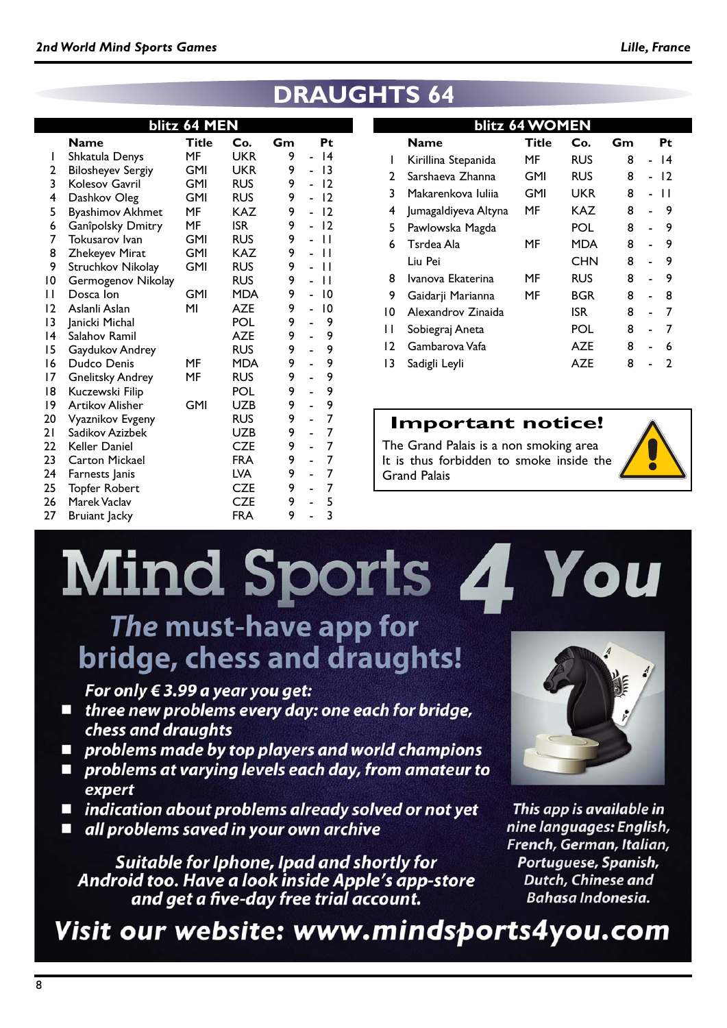# DRAUGHTS 64

## blitz 64 MEN

| | Name | Title | Co. | Gm | Pt |
|---|---|---|---|---|---|
| 1 | Shkatula Denys | MF | UKR | 9 | - 14 |
| 2 | Bilosheyev Sergiy | GMI | UKR | 9 | - 13 |
| 3 | Kolesov Gavril | GMI | RUS | 9 | - 12 |
| 4 | Dashkov Oleg | GMI | RUS | 9 | - 12 |
| 5 | Byashimov Akhmet | MF | KAZ | 9 | - 12 |
| 6 | Ganîpolsky Dmitry | MF | ISR | 9 | - 12 |
| 7 | Tokusarov Ivan | GMI | RUS | 9 | - 11 |
| 8 | Zhekeyev Mirat | GMI | KAZ | 9 | - 11 |
| 9 | Struchkov Nikolay | GMI | RUS | 9 | - 11 |
| 10 | Germogenov Nikolay | | RUS | 9 | - 11 |
| 11 | Dosca Ion | GMI | MDA | 9 | - 10 |
| 12 | Aslanli Aslan | MI | AZE | 9 | - 10 |
| 13 | Janicki Michal | | POL | 9 | - 9 |
| 14 | Salahov Ramil | | AZE | 9 | - 9 |
| 15 | Gaydukov Andrey | | RUS | 9 | - 9 |
| 16 | Dudco Denis | MF | MDA | 9 | - 9 |
| 17 | Gnelitsky Andrey | MF | RUS | 9 | - 9 |
| 18 | Kuczewski Filip | | POL | 9 | - 9 |
| 19 | Artikov Alisher | GMI | UZB | 9 | - 9 |
| 20 | Vyaznikov Evgeny | | RUS | 9 | - 7 |
| 21 | Sadikov Azizbek | | UZB | 9 | - 7 |
| 22 | Keller Daniel | | CZE | 9 | - 7 |
| 23 | Carton Mickael | | FRA | 9 | - 7 |
| 24 | Farnests Janis | | LVA | 9 | - 7 |
| 25 | Topfer Robert | | CZE | 9 | - 7 |
| 26 | Marek Vaclav | | CZE | 9 | - 5 |
| 27 | Bruiant Jacky | | FRA | 9 | - 3 |

## blitz 64 WOMEN

| | Name | Title | Co. | Gm | Pt |
|---|---|---|---|---|---|
| 1 | Kirillina Stepanida | MF | RUS | 8 | - 14 |
| 2 | Sarshaeva Zhanna | GMI | RUS | 8 | - 12 |
| 3 | Makarenkova Iuliia | GMI | UKR | 8 | - 11 |
| 4 | Jumagaldiyeva Altyna | MF | KAZ | 8 | - 9 |
| 5 | Pawlowska Magda | | POL | 8 | - 9 |
| 6 | Tsrdea Ala | MF | MDA | 8 | - 9 |
| | Liu Pei | | CHN | 8 | - 9 |
| 8 | Ivanova Ekaterina | MF | RUS | 8 | - 9 |
| 9 | Gaidarji Marianna | MF | BGR | 8 | - 8 |
| 10 | Alexandrov Zinaida | | ISR | 8 | - 7 |
| 11 | Sobiegraj Aneta | | POL | 8 | - 7 |
| 12 | Gambarova Vafa | | AZE | 8 | - 6 |
| 13 | Sadigli Leyli | | AZE | 8 | - 2 |

**Important notice!**

The Grand Palais is a non smoking area
It is thus forbidden to smoke inside the Grand Palais

# Mind Sports 4 You

## *The must-have app for bridge, chess and draughts!*

*For only € 3.99 a year you get:*

- *three new problems every day: one each for bridge, chess and draughts*
- *problems made by top players and world champions*
- *problems at varying levels each day, from amateur to expert*
- *indication about problems already solved or not yet*
- *all problems saved in your own archive*

*Suitable for Iphone, Ipad and shortly for Android too. Have a look inside Apple's app-store and get a five-day free trial account.*

*This app is available in nine languages: English, French, German, Italian, Portuguese, Spanish, Dutch, Chinese and Bahasa Indonesia.*

***Visit our website: www.mindsports4you.com***